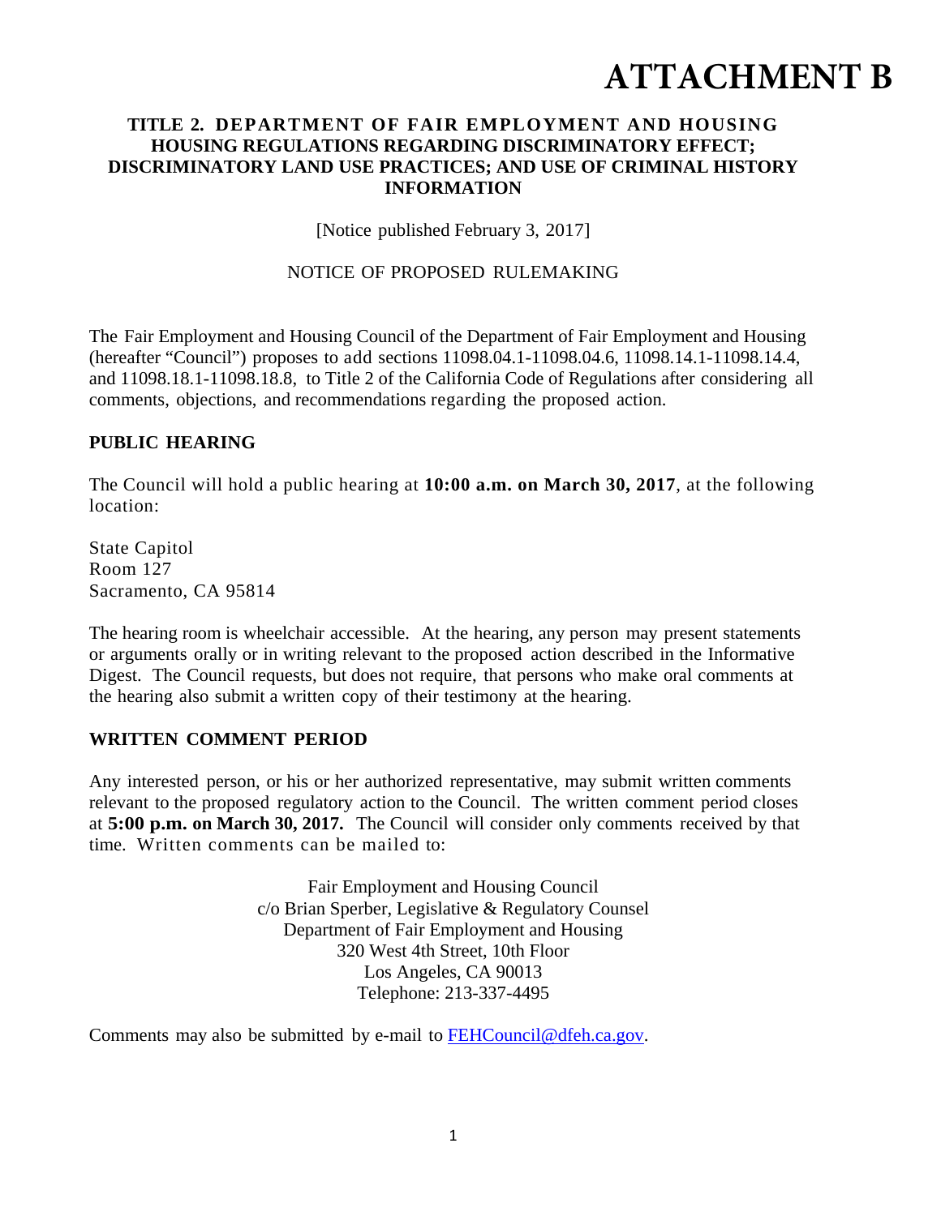# ATTACHMENT B

## TITLE 2. DEPARTMENT OF FAIR EMPLOYMENT AND HOUSING HOUSING REGULATIONS REGARDING DISCRIMINATORY EFFECT; DISCRIMINATORY LAND USE PRACTICES; AND USE OF CRIMINAL HISTORY INFORMATION

[Notice published February 3, 2017]

NOTICE OF PROPOSED RULEMAKING

The Fair Employment and Housing Council of the Department of Fair Employment and Housing (hereafter "Council") proposes to add sections 11098.04.1-11098.04.6, 11098.14.1-11098.14.4, and 11098.18.1-11098.18.8, to Title 2 of the California Code of Regulations after considering all comments, objections, and recommendations regarding the proposed action.

### PUBLIC HEARING

The Council will hold a public hearing at **10:00 a.m. on March 30, 2017**, at the following location:

State Capitol
Room 127
Sacramento, CA 95814

The hearing room is wheelchair accessible. At the hearing, any person may present statements or arguments orally or in writing relevant to the proposed action described in the Informative Digest. The Council requests, but does not require, that persons who make oral comments at the hearing also submit a written copy of their testimony at the hearing.

### WRITTEN COMMENT PERIOD

Any interested person, or his or her authorized representative, may submit written comments relevant to the proposed regulatory action to the Council. The written comment period closes at **5:00 p.m. on March 30, 2017.** The Council will consider only comments received by that time. Written comments can be mailed to:

Fair Employment and Housing Council
c/o Brian Sperber, Legislative & Regulatory Counsel
Department of Fair Employment and Housing
320 West 4th Street, 10th Floor
Los Angeles, CA 90013
Telephone: 213-337-4495

Comments may also be submitted by e-mail to FEHCouncil@dfeh.ca.gov.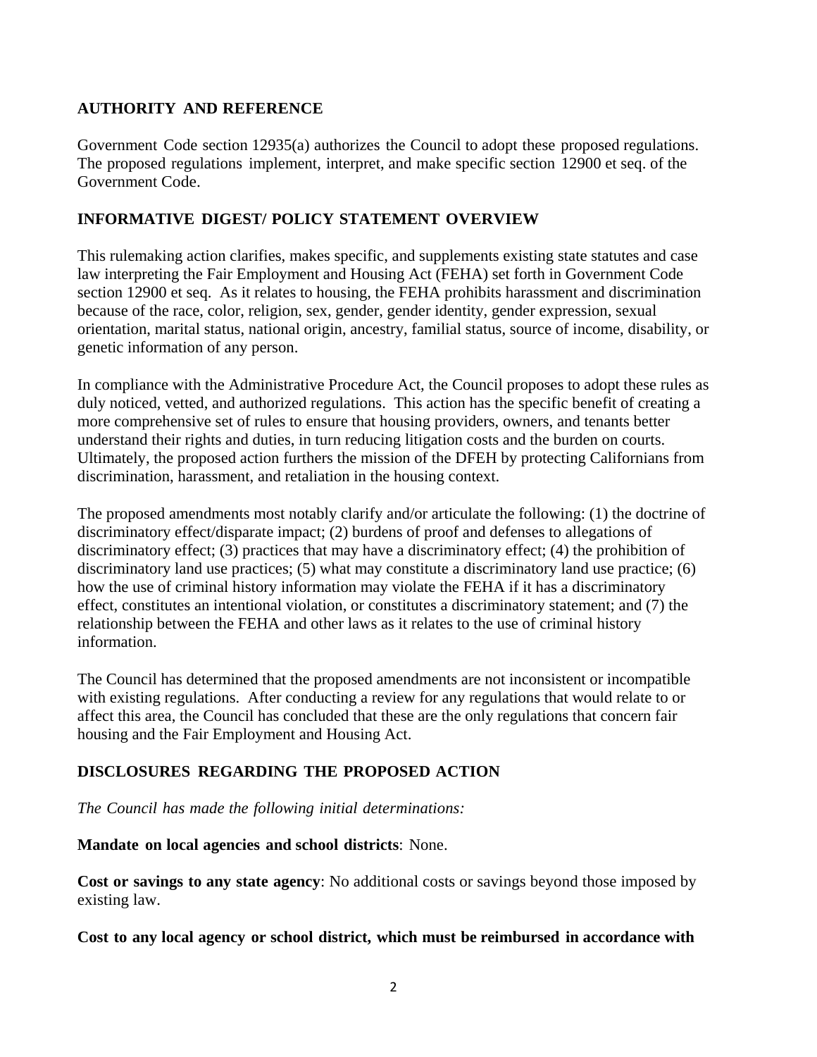## AUTHORITY AND REFERENCE

Government Code section 12935(a) authorizes the Council to adopt these proposed regulations. The proposed regulations implement, interpret, and make specific section 12900 et seq. of the Government Code.

## INFORMATIVE DIGEST/ POLICY STATEMENT OVERVIEW

This rulemaking action clarifies, makes specific, and supplements existing state statutes and case law interpreting the Fair Employment and Housing Act (FEHA) set forth in Government Code section 12900 et seq. As it relates to housing, the FEHA prohibits harassment and discrimination because of the race, color, religion, sex, gender, gender identity, gender expression, sexual orientation, marital status, national origin, ancestry, familial status, source of income, disability, or genetic information of any person.

In compliance with the Administrative Procedure Act, the Council proposes to adopt these rules as duly noticed, vetted, and authorized regulations. This action has the specific benefit of creating a more comprehensive set of rules to ensure that housing providers, owners, and tenants better understand their rights and duties, in turn reducing litigation costs and the burden on courts. Ultimately, the proposed action furthers the mission of the DFEH by protecting Californians from discrimination, harassment, and retaliation in the housing context.

The proposed amendments most notably clarify and/or articulate the following: (1) the doctrine of discriminatory effect/disparate impact; (2) burdens of proof and defenses to allegations of discriminatory effect; (3) practices that may have a discriminatory effect; (4) the prohibition of discriminatory land use practices; (5) what may constitute a discriminatory land use practice; (6) how the use of criminal history information may violate the FEHA if it has a discriminatory effect, constitutes an intentional violation, or constitutes a discriminatory statement; and (7) the relationship between the FEHA and other laws as it relates to the use of criminal history information.

The Council has determined that the proposed amendments are not inconsistent or incompatible with existing regulations. After conducting a review for any regulations that would relate to or affect this area, the Council has concluded that these are the only regulations that concern fair housing and the Fair Employment and Housing Act.

## DISCLOSURES REGARDING THE PROPOSED ACTION

*The Council has made the following initial determinations:*

**Mandate on local agencies and school districts**: None.

**Cost or savings to any state agency**: No additional costs or savings beyond those imposed by existing law.

**Cost to any local agency or school district, which must be reimbursed in accordance with**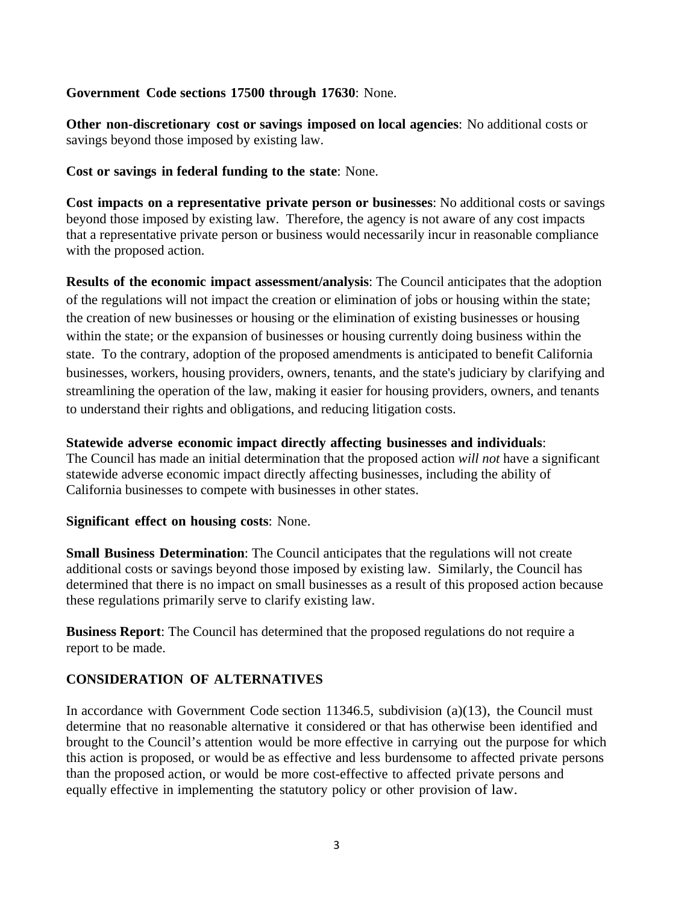**Government Code sections 17500 through 17630**: None.

**Other non-discretionary cost or savings imposed on local agencies**: No additional costs or savings beyond those imposed by existing law.

**Cost or savings in federal funding to the state**: None.

**Cost impacts on a representative private person or businesses**: No additional costs or savings beyond those imposed by existing law. Therefore, the agency is not aware of any cost impacts that a representative private person or business would necessarily incur in reasonable compliance with the proposed action.

**Results of the economic impact assessment/analysis**: The Council anticipates that the adoption of the regulations will not impact the creation or elimination of jobs or housing within the state; the creation of new businesses or housing or the elimination of existing businesses or housing within the state; or the expansion of businesses or housing currently doing business within the state. To the contrary, adoption of the proposed amendments is anticipated to benefit California businesses, workers, housing providers, owners, tenants, and the state's judiciary by clarifying and streamlining the operation of the law, making it easier for housing providers, owners, and tenants to understand their rights and obligations, and reducing litigation costs.

**Statewide adverse economic impact directly affecting businesses and individuals**:
The Council has made an initial determination that the proposed action *will not* have a significant statewide adverse economic impact directly affecting businesses, including the ability of California businesses to compete with businesses in other states.

**Significant effect on housing costs**: None.

**Small Business Determination**: The Council anticipates that the regulations will not create additional costs or savings beyond those imposed by existing law. Similarly, the Council has determined that there is no impact on small businesses as a result of this proposed action because these regulations primarily serve to clarify existing law.

**Business Report**: The Council has determined that the proposed regulations do not require a report to be made.

## CONSIDERATION OF ALTERNATIVES

In accordance with Government Code section 11346.5, subdivision (a)(13), the Council must determine that no reasonable alternative it considered or that has otherwise been identified and brought to the Council's attention would be more effective in carrying out the purpose for which this action is proposed, or would be as effective and less burdensome to affected private persons than the proposed action, or would be more cost-effective to affected private persons and equally effective in implementing the statutory policy or other provision of law.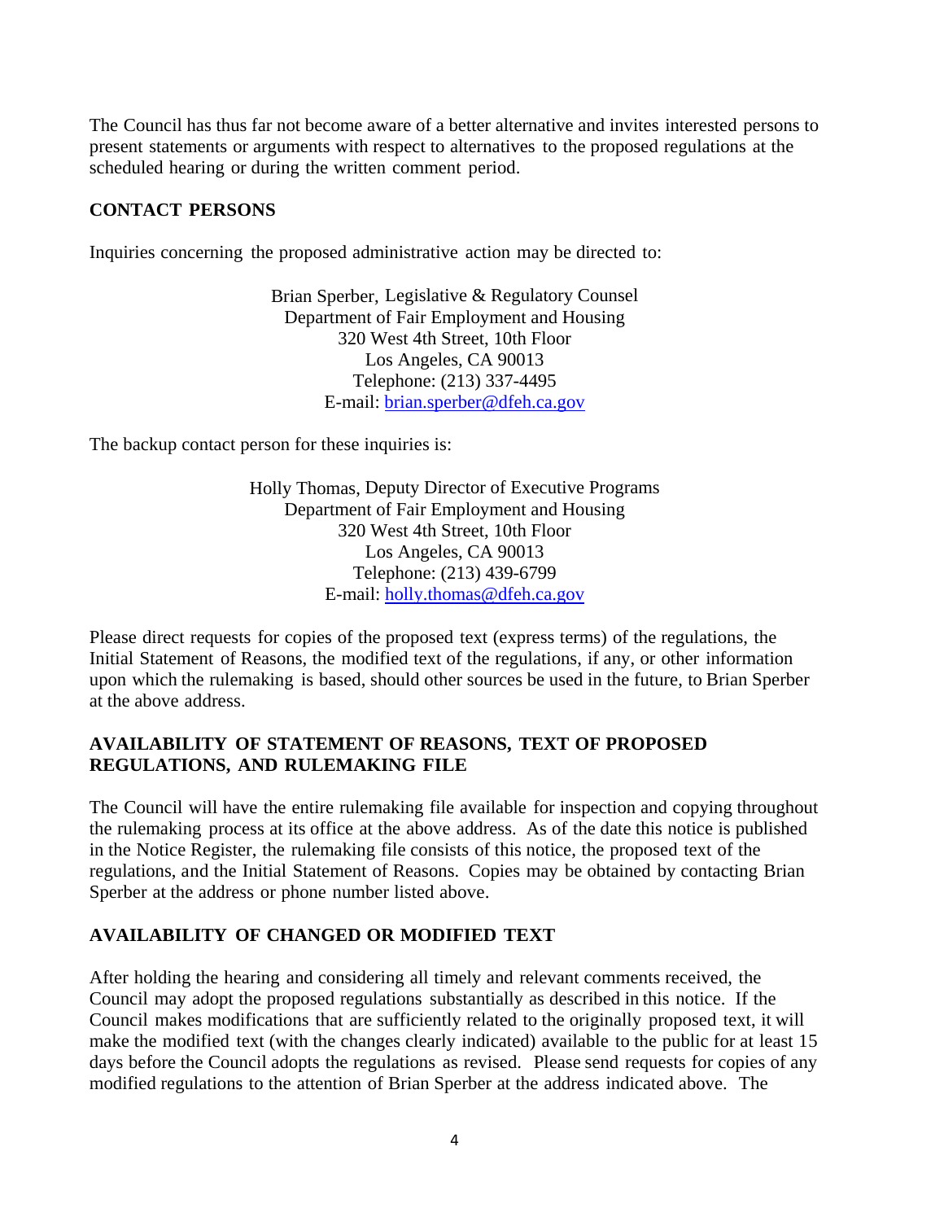The Council has thus far not become aware of a better alternative and invites interested persons to present statements or arguments with respect to alternatives to the proposed regulations at the scheduled hearing or during the written comment period.

## CONTACT PERSONS

Inquiries concerning the proposed administrative action may be directed to:

Brian Sperber, Legislative & Regulatory Counsel
Department of Fair Employment and Housing
320 West 4th Street, 10th Floor
Los Angeles, CA 90013
Telephone: (213) 337-4495
E-mail: brian.sperber@dfeh.ca.gov

The backup contact person for these inquiries is:

Holly Thomas, Deputy Director of Executive Programs
Department of Fair Employment and Housing
320 West 4th Street, 10th Floor
Los Angeles, CA 90013
Telephone: (213) 439-6799
E-mail: holly.thomas@dfeh.ca.gov

Please direct requests for copies of the proposed text (express terms) of the regulations, the Initial Statement of Reasons, the modified text of the regulations, if any, or other information upon which the rulemaking is based, should other sources be used in the future, to Brian Sperber at the above address.

## AVAILABILITY OF STATEMENT OF REASONS, TEXT OF PROPOSED REGULATIONS, AND RULEMAKING FILE

The Council will have the entire rulemaking file available for inspection and copying throughout the rulemaking process at its office at the above address. As of the date this notice is published in the Notice Register, the rulemaking file consists of this notice, the proposed text of the regulations, and the Initial Statement of Reasons. Copies may be obtained by contacting Brian Sperber at the address or phone number listed above.

## AVAILABILITY OF CHANGED OR MODIFIED TEXT

After holding the hearing and considering all timely and relevant comments received, the Council may adopt the proposed regulations substantially as described in this notice. If the Council makes modifications that are sufficiently related to the originally proposed text, it will make the modified text (with the changes clearly indicated) available to the public for at least 15 days before the Council adopts the regulations as revised. Please send requests for copies of any modified regulations to the attention of Brian Sperber at the address indicated above. The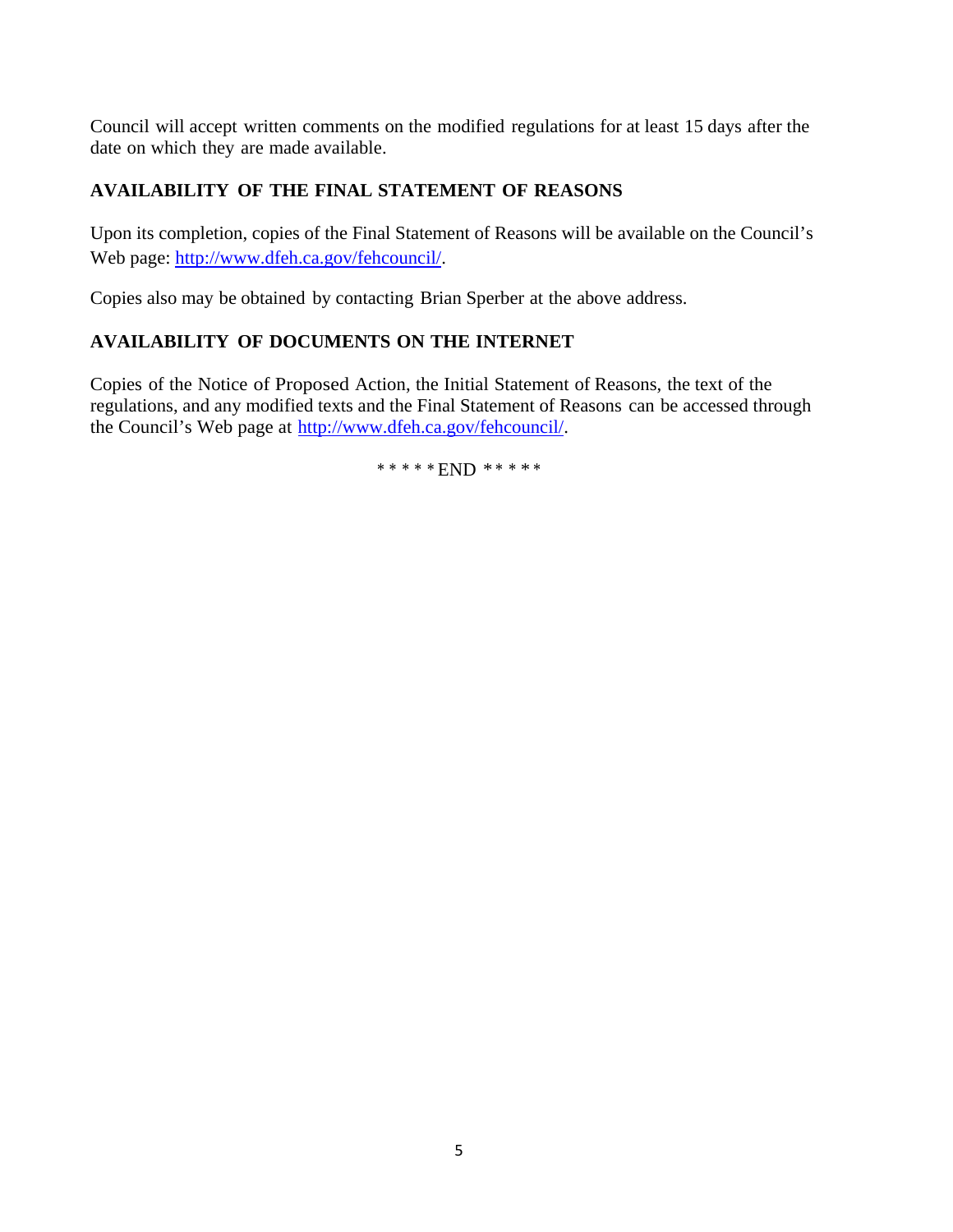Council will accept written comments on the modified regulations for at least 15 days after the date on which they are made available.

## AVAILABILITY OF THE FINAL STATEMENT OF REASONS

Upon its completion, copies of the Final Statement of Reasons will be available on the Council's Web page: http://www.dfeh.ca.gov/fehcouncil/.

Copies also may be obtained by contacting Brian Sperber at the above address.

## AVAILABILITY OF DOCUMENTS ON THE INTERNET

Copies of the Notice of Proposed Action, the Initial Statement of Reasons, the text of the regulations, and any modified texts and the Final Statement of Reasons can be accessed through the Council's Web page at http://www.dfeh.ca.gov/fehcouncil/.

* * * * * END * * * * *